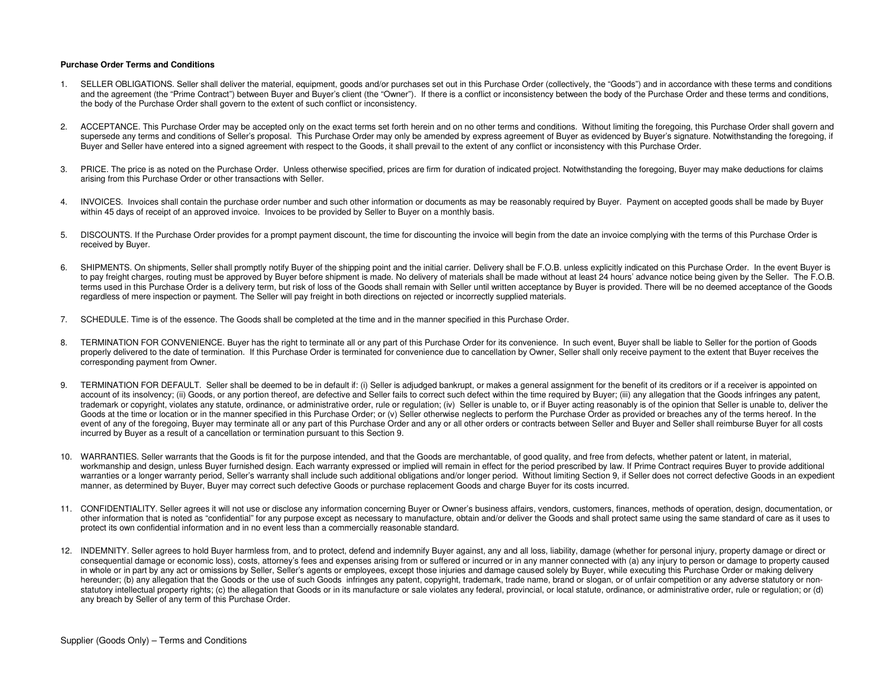**Purchase Order Terms and Conditions**

1. SELLER OBLIGATIONS. Seller shall deliver the material, equipment, goods and/or purchases set out in this Purchase Order (collectively, the "Goods") and in accordance with these terms and conditions and the agreement (the "Prime Contract") between Buyer and Buyer's client (the "Owner"). If there is a conflict or inconsistency between the body of the Purchase Order and these terms and conditions, the body of the Purchase Order shall govern to the extent of such conflict or inconsistency.

2. ACCEPTANCE. This Purchase Order may be accepted only on the exact terms set forth herein and on no other terms and conditions. Without limiting the foregoing, this Purchase Order shall govern and supersede any terms and conditions of Seller's proposal. This Purchase Order may only be amended by express agreement of Buyer as evidenced by Buyer's signature. Notwithstanding the foregoing, if Buyer and Seller have entered into a signed agreement with respect to the Goods, it shall prevail to the extent of any conflict or inconsistency with this Purchase Order.

3. PRICE. The price is as noted on the Purchase Order. Unless otherwise specified, prices are firm for duration of indicated project. Notwithstanding the foregoing, Buyer may make deductions for claims arising from this Purchase Order or other transactions with Seller.

4. INVOICES. Invoices shall contain the purchase order number and such other information or documents as may be reasonably required by Buyer. Payment on accepted goods shall be made by Buyer within 45 days of receipt of an approved invoice. Invoices to be provided by Seller to Buyer on a monthly basis.

5. DISCOUNTS. If the Purchase Order provides for a prompt payment discount, the time for discounting the invoice will begin from the date an invoice complying with the terms of this Purchase Order is received by Buyer.

6. SHIPMENTS. On shipments, Seller shall promptly notify Buyer of the shipping point and the initial carrier. Delivery shall be F.O.B. unless explicitly indicated on this Purchase Order. In the event Buyer is to pay freight charges, routing must be approved by Buyer before shipment is made. No delivery of materials shall be made without at least 24 hours' advance notice being given by the Seller. The F.O.B. terms used in this Purchase Order is a delivery term, but risk of loss of the Goods shall remain with Seller until written acceptance by Buyer is provided. There will be no deemed acceptance of the Goods regardless of mere inspection or payment. The Seller will pay freight in both directions on rejected or incorrectly supplied materials.

7. SCHEDULE. Time is of the essence. The Goods shall be completed at the time and in the manner specified in this Purchase Order.

8. TERMINATION FOR CONVENIENCE. Buyer has the right to terminate all or any part of this Purchase Order for its convenience. In such event, Buyer shall be liable to Seller for the portion of Goods properly delivered to the date of termination. If this Purchase Order is terminated for convenience due to cancellation by Owner, Seller shall only receive payment to the extent that Buyer receives the corresponding payment from Owner.

9. TERMINATION FOR DEFAULT. Seller shall be deemed to be in default if: (i) Seller is adjudged bankrupt, or makes a general assignment for the benefit of its creditors or if a receiver is appointed on account of its insolvency; (ii) Goods, or any portion thereof, are defective and Seller fails to correct such defect within the time required by Buyer; (iii) any allegation that the Goods infringes any patent, trademark or copyright, violates any statute, ordinance, or administrative order, rule or regulation; (iv) Seller is unable to, or if Buyer acting reasonably is of the opinion that Seller is unable to, deliver the Goods at the time or location or in the manner specified in this Purchase Order; or (v) Seller otherwise neglects to perform the Purchase Order as provided or breaches any of the terms hereof. In the event of any of the foregoing, Buyer may terminate all or any part of this Purchase Order and any or all other orders or contracts between Seller and Buyer and Seller shall reimburse Buyer for all costs incurred by Buyer as a result of a cancellation or termination pursuant to this Section 9.

10. WARRANTIES. Seller warrants that the Goods is fit for the purpose intended, and that the Goods are merchantable, of good quality, and free from defects, whether patent or latent, in material, workmanship and design, unless Buyer furnished design. Each warranty expressed or implied will remain in effect for the period prescribed by law. If Prime Contract requires Buyer to provide additional warranties or a longer warranty period, Seller's warranty shall include such additional obligations and/or longer period. Without limiting Section 9, if Seller does not correct defective Goods in an expedient manner, as determined by Buyer, Buyer may correct such defective Goods or purchase replacement Goods and charge Buyer for its costs incurred.

11. CONFIDENTIALITY. Seller agrees it will not use or disclose any information concerning Buyer or Owner's business affairs, vendors, customers, finances, methods of operation, design, documentation, or other information that is noted as "confidential" for any purpose except as necessary to manufacture, obtain and/or deliver the Goods and shall protect same using the same standard of care as it uses to protect its own confidential information and in no event less than a commercially reasonable standard.

12. INDEMNITY. Seller agrees to hold Buyer harmless from, and to protect, defend and indemnify Buyer against, any and all loss, liability, damage (whether for personal injury, property damage or direct or consequential damage or economic loss), costs, attorney's fees and expenses arising from or suffered or incurred or in any manner connected with (a) any injury to person or damage to property caused in whole or in part by any act or omissions by Seller, Seller's agents or employees, except those injuries and damage caused solely by Buyer, while executing this Purchase Order or making delivery hereunder; (b) any allegation that the Goods or the use of such Goods infringes any patent, copyright, trademark, trade name, brand or slogan, or of unfair competition or any adverse statutory or non-statutory intellectual property rights; (c) the allegation that Goods or in its manufacture or sale violates any federal, provincial, or local statute, ordinance, or administrative order, rule or regulation; or (d) any breach by Seller of any term of this Purchase Order.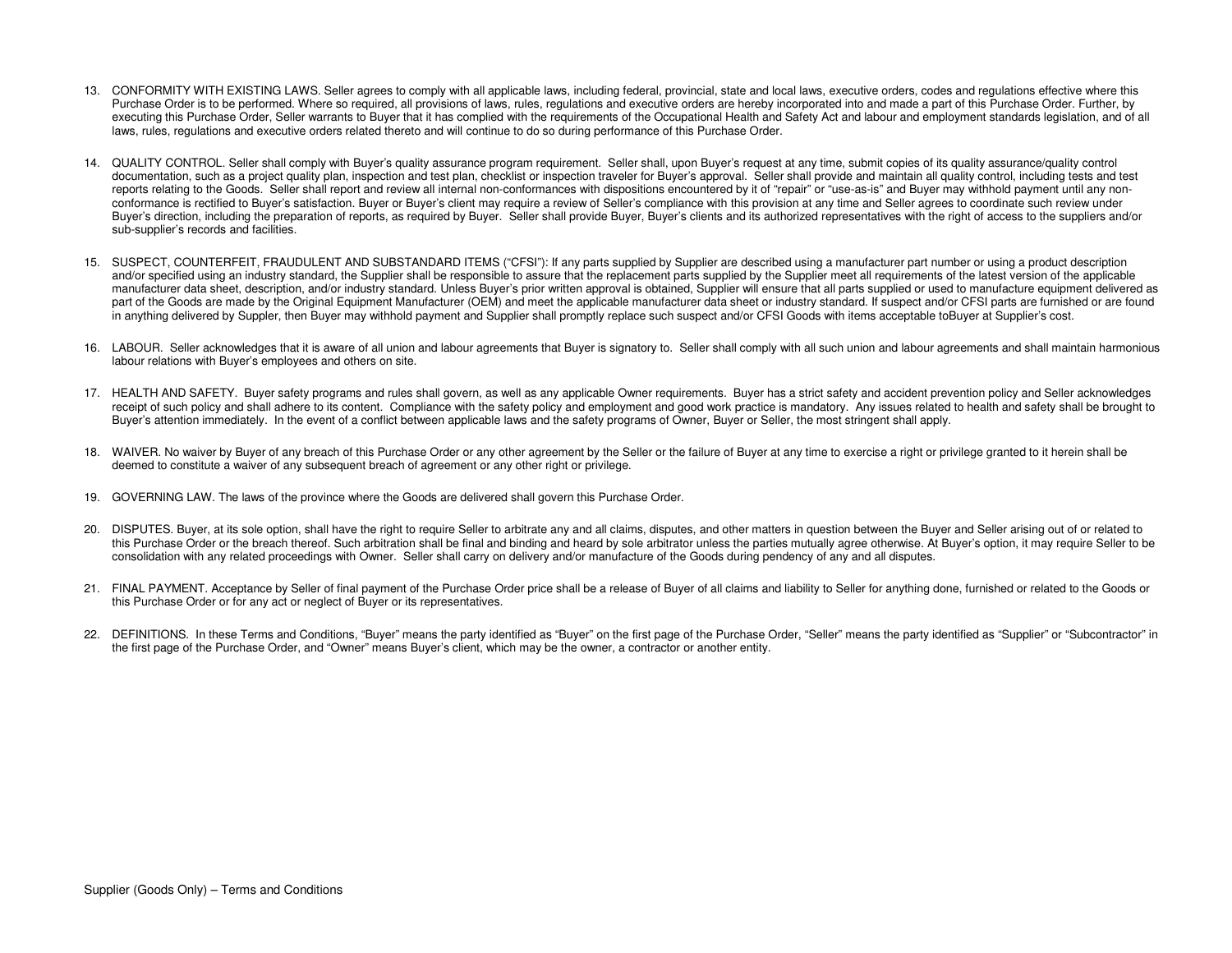13. CONFORMITY WITH EXISTING LAWS. Seller agrees to comply with all applicable laws, including federal, provincial, state and local laws, executive orders, codes and regulations effective where this Purchase Order is to be performed. Where so required, all provisions of laws, rules, regulations and executive orders are hereby incorporated into and made a part of this Purchase Order. Further, by executing this Purchase Order, Seller warrants to Buyer that it has complied with the requirements of the Occupational Health and Safety Act and labour and employment standards legislation, and of all laws, rules, regulations and executive orders related thereto and will continue to do so during performance of this Purchase Order.

14. QUALITY CONTROL. Seller shall comply with Buyer's quality assurance program requirement. Seller shall, upon Buyer's request at any time, submit copies of its quality assurance/quality control documentation, such as a project quality plan, inspection and test plan, checklist or inspection traveler for Buyer's approval. Seller shall provide and maintain all quality control, including tests and test reports relating to the Goods. Seller shall report and review all internal non-conformances with dispositions encountered by it of "repair" or "use-as-is" and Buyer may withhold payment until any non-conformance is rectified to Buyer's satisfaction. Buyer or Buyer's client may require a review of Seller's compliance with this provision at any time and Seller agrees to coordinate such review under Buyer's direction, including the preparation of reports, as required by Buyer. Seller shall provide Buyer, Buyer's clients and its authorized representatives with the right of access to the suppliers and/or sub-supplier's records and facilities.

15. SUSPECT, COUNTERFEIT, FRAUDULENT AND SUBSTANDARD ITEMS ("CFSI"): If any parts supplied by Supplier are described using a manufacturer part number or using a product description and/or specified using an industry standard, the Supplier shall be responsible to assure that the replacement parts supplied by the Supplier meet all requirements of the latest version of the applicable manufacturer data sheet, description, and/or industry standard. Unless Buyer's prior written approval is obtained, Supplier will ensure that all parts supplied or used to manufacture equipment delivered as part of the Goods are made by the Original Equipment Manufacturer (OEM) and meet the applicable manufacturer data sheet or industry standard. If suspect and/or CFSI parts are furnished or are found in anything delivered by Suppler, then Buyer may withhold payment and Supplier shall promptly replace such suspect and/or CFSI Goods with items acceptable toBuyer at Supplier's cost.

16. LABOUR. Seller acknowledges that it is aware of all union and labour agreements that Buyer is signatory to. Seller shall comply with all such union and labour agreements and shall maintain harmonious labour relations with Buyer's employees and others on site.

17. HEALTH AND SAFETY. Buyer safety programs and rules shall govern, as well as any applicable Owner requirements. Buyer has a strict safety and accident prevention policy and Seller acknowledges receipt of such policy and shall adhere to its content. Compliance with the safety policy and employment and good work practice is mandatory. Any issues related to health and safety shall be brought to Buyer's attention immediately. In the event of a conflict between applicable laws and the safety programs of Owner, Buyer or Seller, the most stringent shall apply.

18. WAIVER. No waiver by Buyer of any breach of this Purchase Order or any other agreement by the Seller or the failure of Buyer at any time to exercise a right or privilege granted to it herein shall be deemed to constitute a waiver of any subsequent breach of agreement or any other right or privilege.

19. GOVERNING LAW. The laws of the province where the Goods are delivered shall govern this Purchase Order.

20. DISPUTES. Buyer, at its sole option, shall have the right to require Seller to arbitrate any and all claims, disputes, and other matters in question between the Buyer and Seller arising out of or related to this Purchase Order or the breach thereof. Such arbitration shall be final and binding and heard by sole arbitrator unless the parties mutually agree otherwise. At Buyer's option, it may require Seller to be consolidation with any related proceedings with Owner. Seller shall carry on delivery and/or manufacture of the Goods during pendency of any and all disputes.

21. FINAL PAYMENT. Acceptance by Seller of final payment of the Purchase Order price shall be a release of Buyer of all claims and liability to Seller for anything done, furnished or related to the Goods or this Purchase Order or for any act or neglect of Buyer or its representatives.

22. DEFINITIONS. In these Terms and Conditions, "Buyer" means the party identified as "Buyer" on the first page of the Purchase Order, "Seller" means the party identified as "Supplier" or "Subcontractor" in the first page of the Purchase Order, and "Owner" means Buyer's client, which may be the owner, a contractor or another entity.